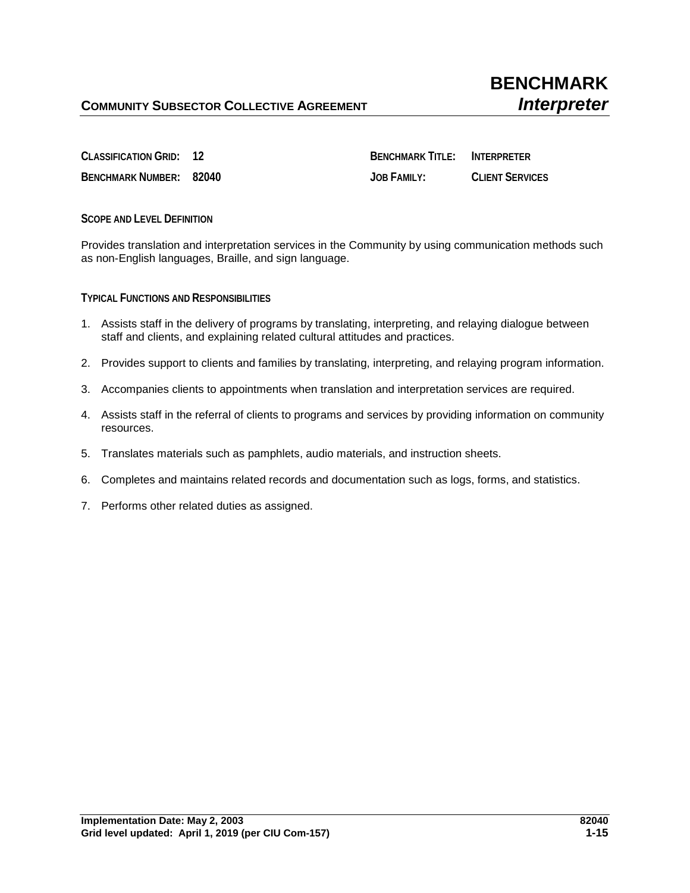# BENCHMARK

## COMMUNITY SUBSECTOR COLLECTIVE AGREEMENT — *Interpreter*

| | | | |
|---|---|---|---|
| **CLASSIFICATION GRID:** | **12** | **BENCHMARK TITLE:** | **INTERPRETER** |
| **BENCHMARK NUMBER:** | **82040** | **JOB FAMILY:** | **CLIENT SERVICES** |

### SCOPE AND LEVEL DEFINITION

Provides translation and interpretation services in the Community by using communication methods such as non-English languages, Braille, and sign language.

### TYPICAL FUNCTIONS AND RESPONSIBILITIES

1. Assists staff in the delivery of programs by translating, interpreting, and relaying dialogue between staff and clients, and explaining related cultural attitudes and practices.
2. Provides support to clients and families by translating, interpreting, and relaying program information.
3. Accompanies clients to appointments when translation and interpretation services are required.
4. Assists staff in the referral of clients to programs and services by providing information on community resources.
5. Translates materials such as pamphlets, audio materials, and instruction sheets.
6. Completes and maintains related records and documentation such as logs, forms, and statistics.
7. Performs other related duties as assigned.

**Implementation Date: May 2, 2003** — **82040**
**Grid level updated: April 1, 2019 (per CIU Com-157)** — **1-15**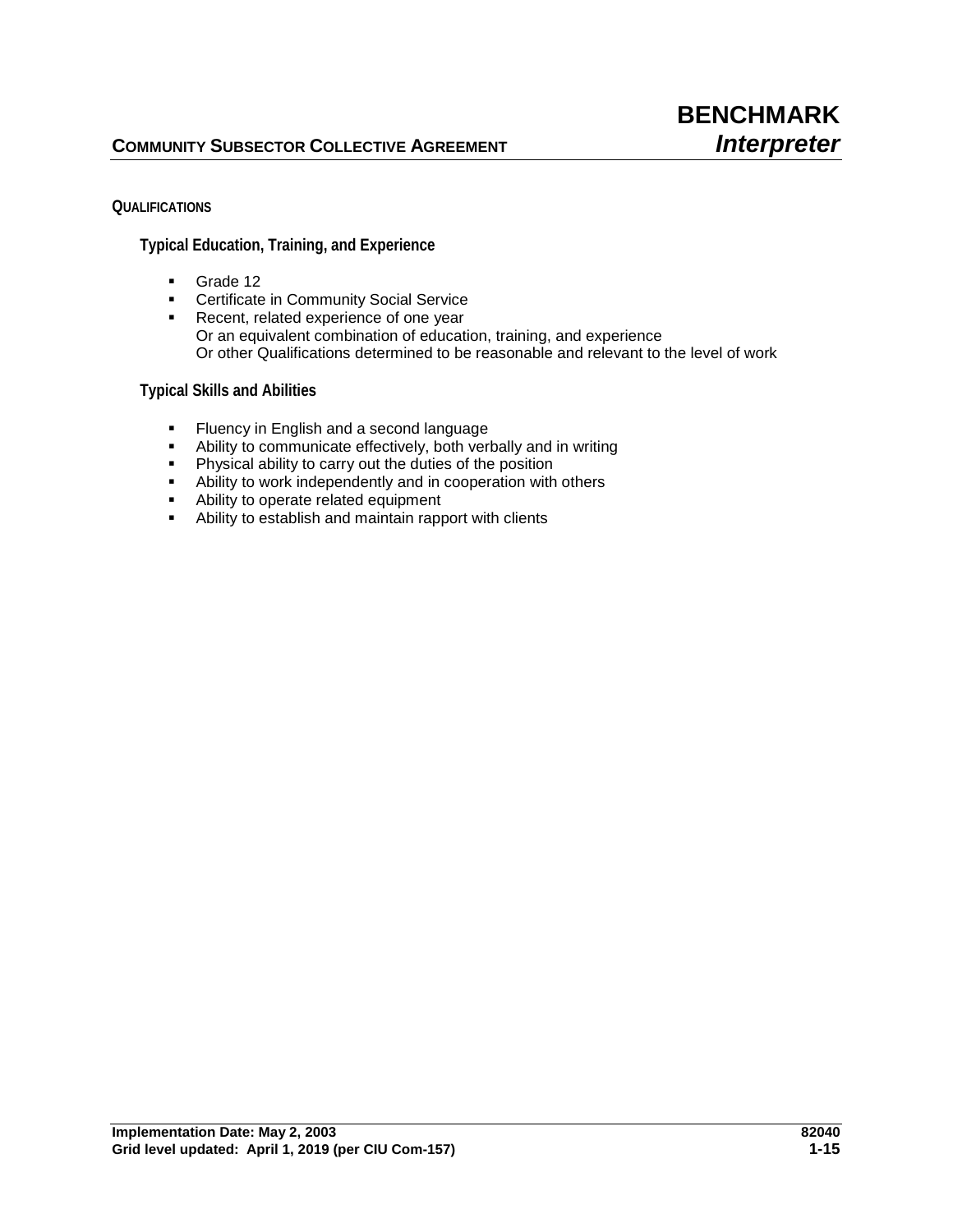## QUALIFICATIONS

### Typical Education, Training, and Experience

- Grade 12
- Certificate in Community Social Service
- Recent, related experience of one year
  Or an equivalent combination of education, training, and experience
  Or other Qualifications determined to be reasonable and relevant to the level of work

### Typical Skills and Abilities

- Fluency in English and a second language
- Ability to communicate effectively, both verbally and in writing
- Physical ability to carry out the duties of the position
- Ability to work independently and in cooperation with others
- Ability to operate related equipment
- Ability to establish and maintain rapport with clients